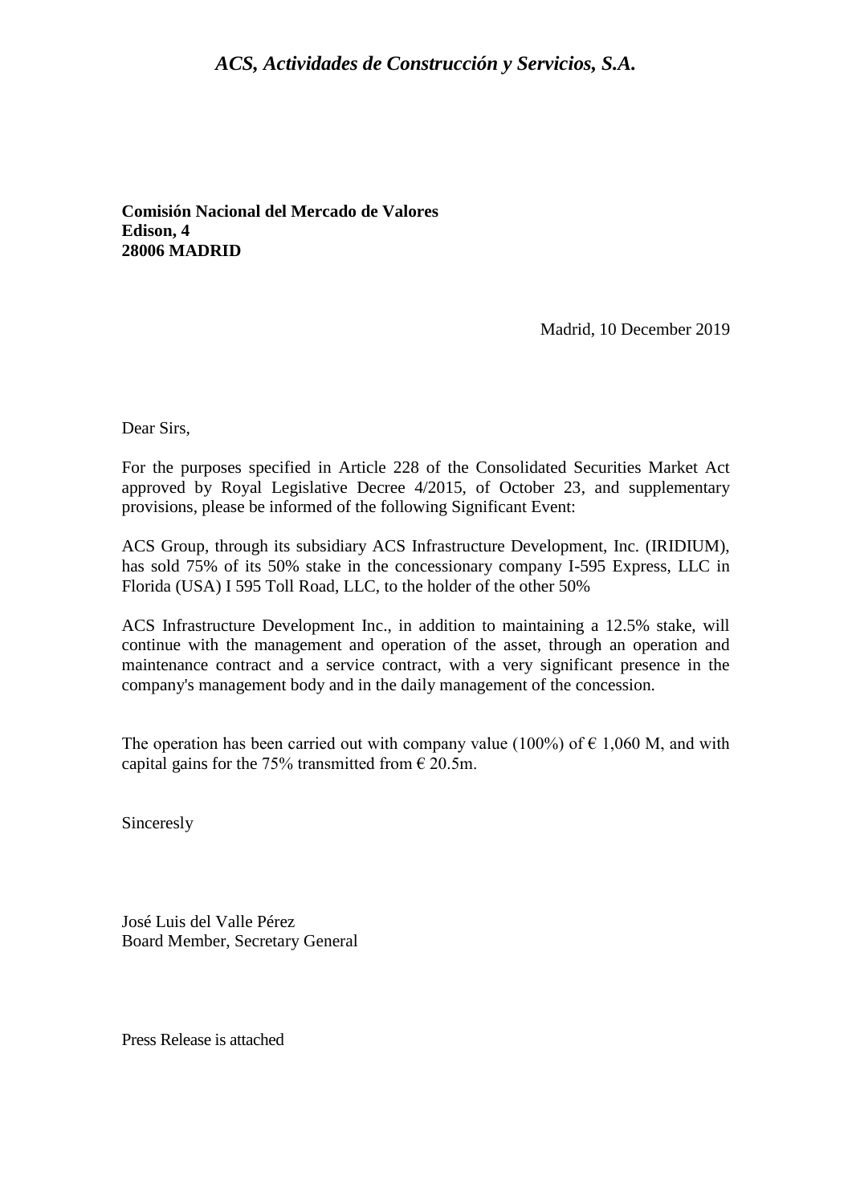*ACS, Actividades de Construcción y Servicios, S.A.*

**Comisión Nacional del Mercado de Valores**
**Edison, 4**
**28006 MADRID**

Madrid, 10 December 2019

Dear Sirs,

For the purposes specified in Article 228 of the Consolidated Securities Market Act approved by Royal Legislative Decree 4/2015, of October 23, and supplementary provisions, please be informed of the following Significant Event:

ACS Group, through its subsidiary ACS Infrastructure Development, Inc. (IRIDIUM), has sold 75% of its 50% stake in the concessionary company I-595 Express, LLC in Florida (USA) I 595 Toll Road, LLC, to the holder of the other 50%

ACS Infrastructure Development Inc., in addition to maintaining a 12.5% stake, will continue with the management and operation of the asset, through an operation and maintenance contract and a service contract, with a very significant presence in the company's management body and in the daily management of the concession.

The operation has been carried out with company value (100%) of € 1,060 M, and with capital gains for the 75% transmitted from € 20.5m.

Sinceresly

José Luis del Valle Pérez
Board Member, Secretary General

Press Release is attached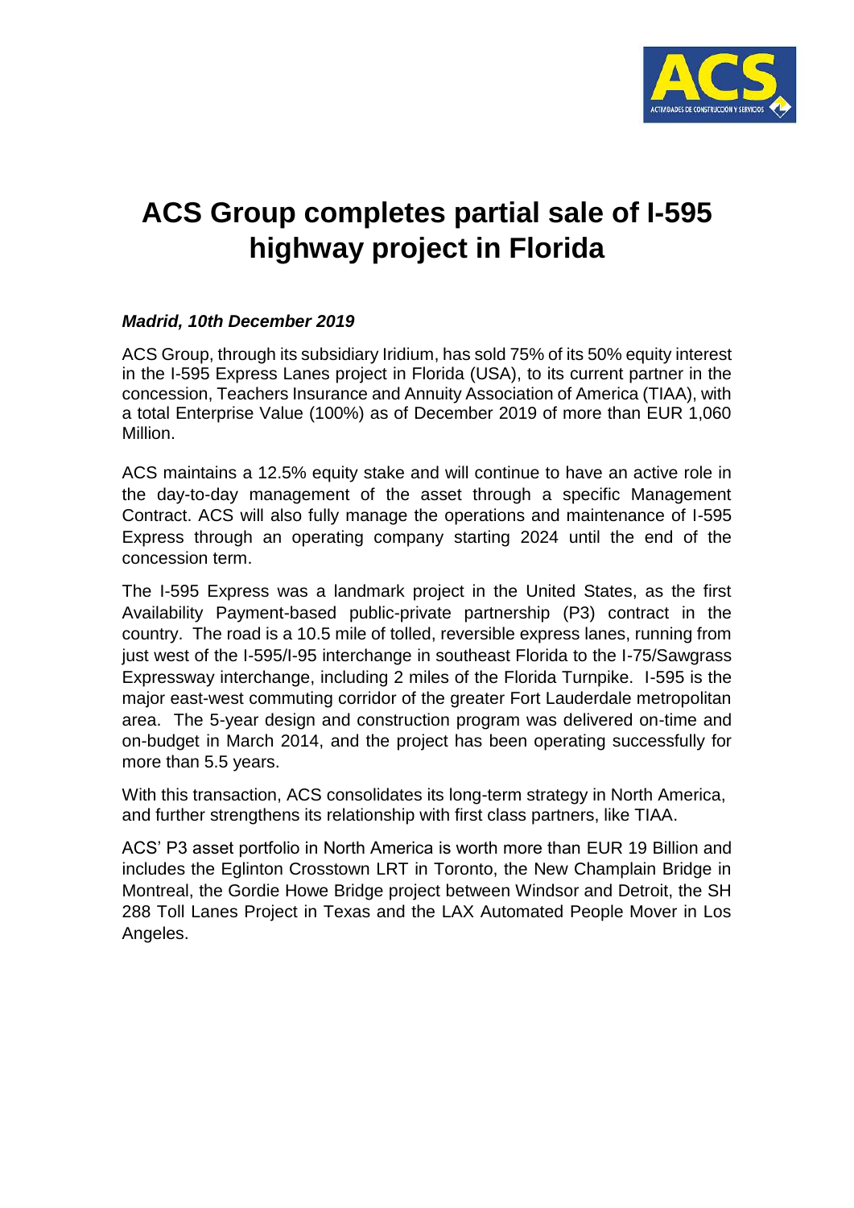# ACS Group completes partial sale of I-595 highway project in Florida

***Madrid, 10th December 2019***

ACS Group, through its subsidiary Iridium, has sold 75% of its 50% equity interest in the I-595 Express Lanes project in Florida (USA), to its current partner in the concession, Teachers Insurance and Annuity Association of America (TIAA), with a total Enterprise Value (100%) as of December 2019 of more than EUR 1,060 Million.

ACS maintains a 12.5% equity stake and will continue to have an active role in the day-to-day management of the asset through a specific Management Contract. ACS will also fully manage the operations and maintenance of I-595 Express through an operating company starting 2024 until the end of the concession term.

The I-595 Express was a landmark project in the United States, as the first Availability Payment-based public-private partnership (P3) contract in the country. The road is a 10.5 mile of tolled, reversible express lanes, running from just west of the I-595/I-95 interchange in southeast Florida to the I-75/Sawgrass Expressway interchange, including 2 miles of the Florida Turnpike. I-595 is the major east-west commuting corridor of the greater Fort Lauderdale metropolitan area. The 5-year design and construction program was delivered on-time and on-budget in March 2014, and the project has been operating successfully for more than 5.5 years.

With this transaction, ACS consolidates its long-term strategy in North America, and further strengthens its relationship with first class partners, like TIAA.

ACS' P3 asset portfolio in North America is worth more than EUR 19 Billion and includes the Eglinton Crosstown LRT in Toronto, the New Champlain Bridge in Montreal, the Gordie Howe Bridge project between Windsor and Detroit, the SH 288 Toll Lanes Project in Texas and the LAX Automated People Mover in Los Angeles.